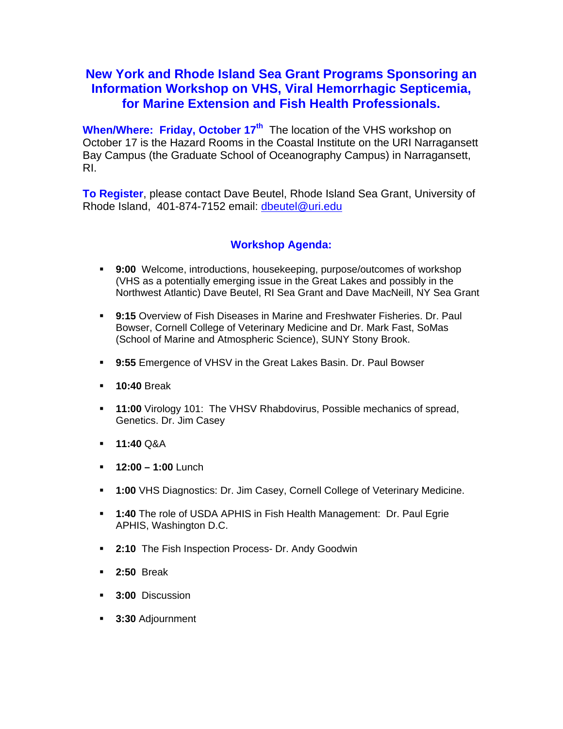# New York and Rhode Island Sea Grant Programs Sponsoring an Information Workshop on VHS, Viral Hemorrhagic Septicemia, for Marine Extension and Fish Health Professionals.

**When/Where: Friday, October 17th** The location of the VHS workshop on October 17 is the Hazard Rooms in the Coastal Institute on the URI Narragansett Bay Campus (the Graduate School of Oceanography Campus) in Narragansett, RI.

**To Register**, please contact Dave Beutel, Rhode Island Sea Grant, University of Rhode Island, 401-874-7152 email: dbeutel@uri.edu

## Workshop Agenda:

- **9:00** Welcome, introductions, housekeeping, purpose/outcomes of workshop (VHS as a potentially emerging issue in the Great Lakes and possibly in the Northwest Atlantic) Dave Beutel, RI Sea Grant and Dave MacNeill, NY Sea Grant
- **9:15** Overview of Fish Diseases in Marine and Freshwater Fisheries. Dr. Paul Bowser, Cornell College of Veterinary Medicine and Dr. Mark Fast, SoMas (School of Marine and Atmospheric Science), SUNY Stony Brook.
- **9:55** Emergence of VHSV in the Great Lakes Basin. Dr. Paul Bowser
- **10:40** Break
- **11:00** Virology 101: The VHSV Rhabdovirus, Possible mechanics of spread, Genetics. Dr. Jim Casey
- **11:40** Q&A
- **12:00 – 1:00** Lunch
- **1:00** VHS Diagnostics: Dr. Jim Casey, Cornell College of Veterinary Medicine.
- **1:40** The role of USDA APHIS in Fish Health Management: Dr. Paul Egrie APHIS, Washington D.C.
- **2:10** The Fish Inspection Process- Dr. Andy Goodwin
- **2:50** Break
- **3:00** Discussion
- **3:30** Adjournment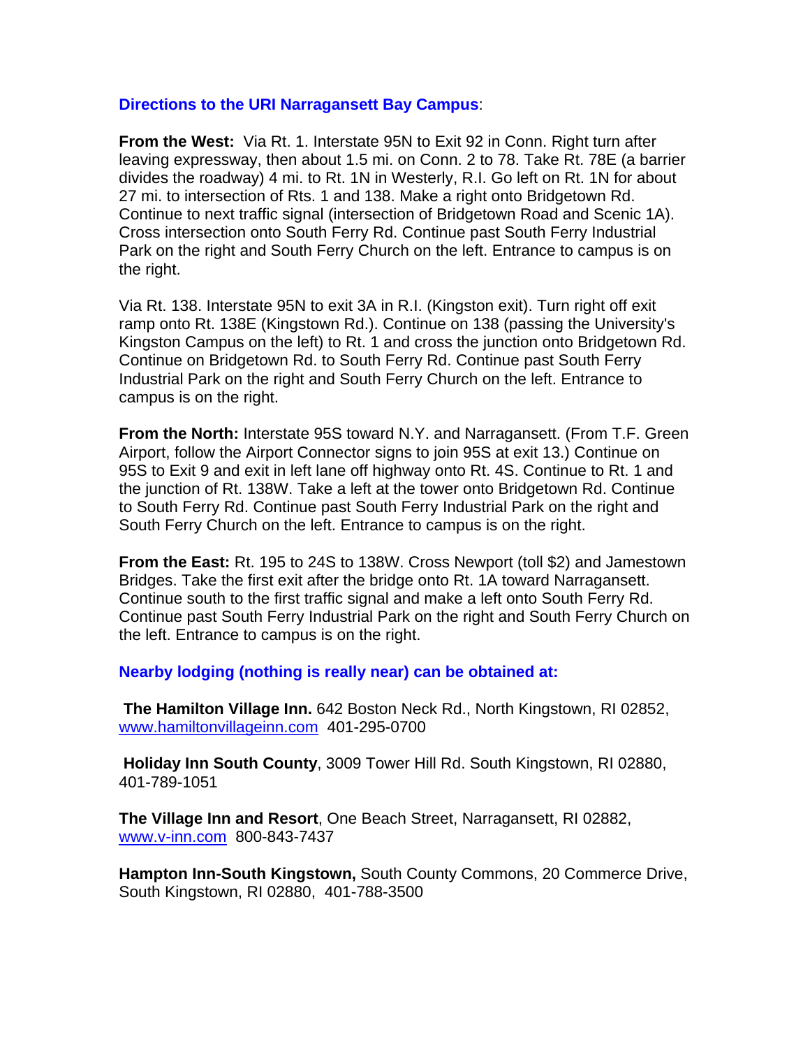**Directions to the URI Narragansett Bay Campus**:

**From the West:** Via Rt. 1. Interstate 95N to Exit 92 in Conn. Right turn after leaving expressway, then about 1.5 mi. on Conn. 2 to 78. Take Rt. 78E (a barrier divides the roadway) 4 mi. to Rt. 1N in Westerly, R.I. Go left on Rt. 1N for about 27 mi. to intersection of Rts. 1 and 138. Make a right onto Bridgetown Rd. Continue to next traffic signal (intersection of Bridgetown Road and Scenic 1A). Cross intersection onto South Ferry Rd. Continue past South Ferry Industrial Park on the right and South Ferry Church on the left. Entrance to campus is on the right.

Via Rt. 138. Interstate 95N to exit 3A in R.I. (Kingston exit). Turn right off exit ramp onto Rt. 138E (Kingstown Rd.). Continue on 138 (passing the University's Kingston Campus on the left) to Rt. 1 and cross the junction onto Bridgetown Rd. Continue on Bridgetown Rd. to South Ferry Rd. Continue past South Ferry Industrial Park on the right and South Ferry Church on the left. Entrance to campus is on the right.

**From the North:** Interstate 95S toward N.Y. and Narragansett. (From T.F. Green Airport, follow the Airport Connector signs to join 95S at exit 13.) Continue on 95S to Exit 9 and exit in left lane off highway onto Rt. 4S. Continue to Rt. 1 and the junction of Rt. 138W. Take a left at the tower onto Bridgetown Rd. Continue to South Ferry Rd. Continue past South Ferry Industrial Park on the right and South Ferry Church on the left. Entrance to campus is on the right.

**From the East:** Rt. 195 to 24S to 138W. Cross Newport (toll $2) and Jamestown Bridges. Take the first exit after the bridge onto Rt. 1A toward Narragansett. Continue south to the first traffic signal and make a left onto South Ferry Rd. Continue past South Ferry Industrial Park on the right and South Ferry Church on the left. Entrance to campus is on the right.

**Nearby lodging (nothing is really near) can be obtained at:**

**The Hamilton Village Inn.** 642 Boston Neck Rd., North Kingstown, RI 02852, www.hamiltonvillageinn.com 401-295-0700

**Holiday Inn South County**, 3009 Tower Hill Rd. South Kingstown, RI 02880, 401-789-1051

**The Village Inn and Resort**, One Beach Street, Narragansett, RI 02882, www.v-inn.com 800-843-7437

**Hampton Inn-South Kingstown,** South County Commons, 20 Commerce Drive, South Kingstown, RI 02880, 401-788-3500